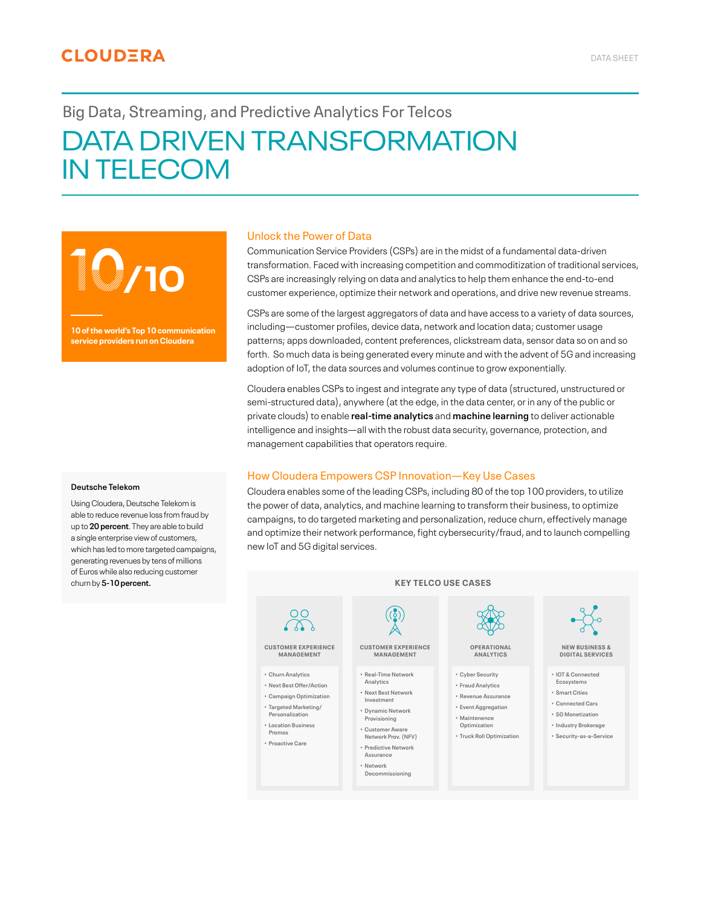CLOUDERA

DATA SHEET

Big Data, Streaming, and Predictive Analytics For Telcos

# DATA DRIVEN TRANSFORMATION IN TELECOM

**10/10**

**10 of the world's Top 10 communication service providers run on Cloudera**

## Unlock the Power of Data

Communication Service Providers (CSPs) are in the midst of a fundamental data-driven transformation. Faced with increasing competition and commoditization of traditional services, CSPs are increasingly relying on data and analytics to help them enhance the end-to-end customer experience, optimize their network and operations, and drive new revenue streams.

CSPs are some of the largest aggregators of data and have access to a variety of data sources, including—customer profiles, device data, network and location data; customer usage patterns; apps downloaded, content preferences, clickstream data, sensor data so on and so forth. So much data is being generated every minute and with the advent of 5G and increasing adoption of IoT, the data sources and volumes continue to grow exponentially.

Cloudera enables CSPs to ingest and integrate any type of data (structured, unstructured or semi-structured data), anywhere (at the edge, in the data center, or in any of the public or private clouds) to enable **real-time analytics** and **machine learning** to deliver actionable intelligence and insights—all with the robust data security, governance, protection, and management capabilities that operators require.

**Deutsche Telekom**

Using Cloudera, Deutsche Telekom is able to reduce revenue loss from fraud by up to **20 percent**. They are able to build a single enterprise view of customers, which has led to more targeted campaigns, generating revenues by tens of millions of Euros while also reducing customer churn by **5-10 percent.**

## How Cloudera Empowers CSP Innovation—Key Use Cases

Cloudera enables some of the leading CSPs, including 80 of the top 100 providers, to utilize the power of data, analytics, and machine learning to transform their business, to optimize campaigns, to do targeted marketing and personalization, reduce churn, effectively manage and optimize their network performance, fight cybersecurity/fraud, and to launch compelling new IoT and 5G digital services.

### KEY TELCO USE CASES

**CUSTOMER EXPERIENCE MANAGEMENT**

- Churn Analytics
- Next Best Offer/Action
- Campaign Optimization
- Targeted Marketing/ Personalization
- Location Business Promos
- Proactive Care

**CUSTOMER EXPERIENCE MANAGEMENT**

- Real-Time Network Analytics
- Next Best Network Investment
- Dynamic Network Provisioning
- Customer Aware Network Prov. (NFV)
- Predictive Network Assurance
- Network Decommissioning

**OPERATIONAL ANALYTICS**

- Cyber Security
- Fraud Analytics
- Revenue Assurance
- Event Aggregation
- Maintenence Optimization
- Truck Roll Optimization

**NEW BUSINESS & DIGITAL SERVICES**

- IOT & Connected Ecosystems
- Smart Cities
- Connected Cars
- 5G Monetization
- Industry Brokerage
- Security-as-a-Service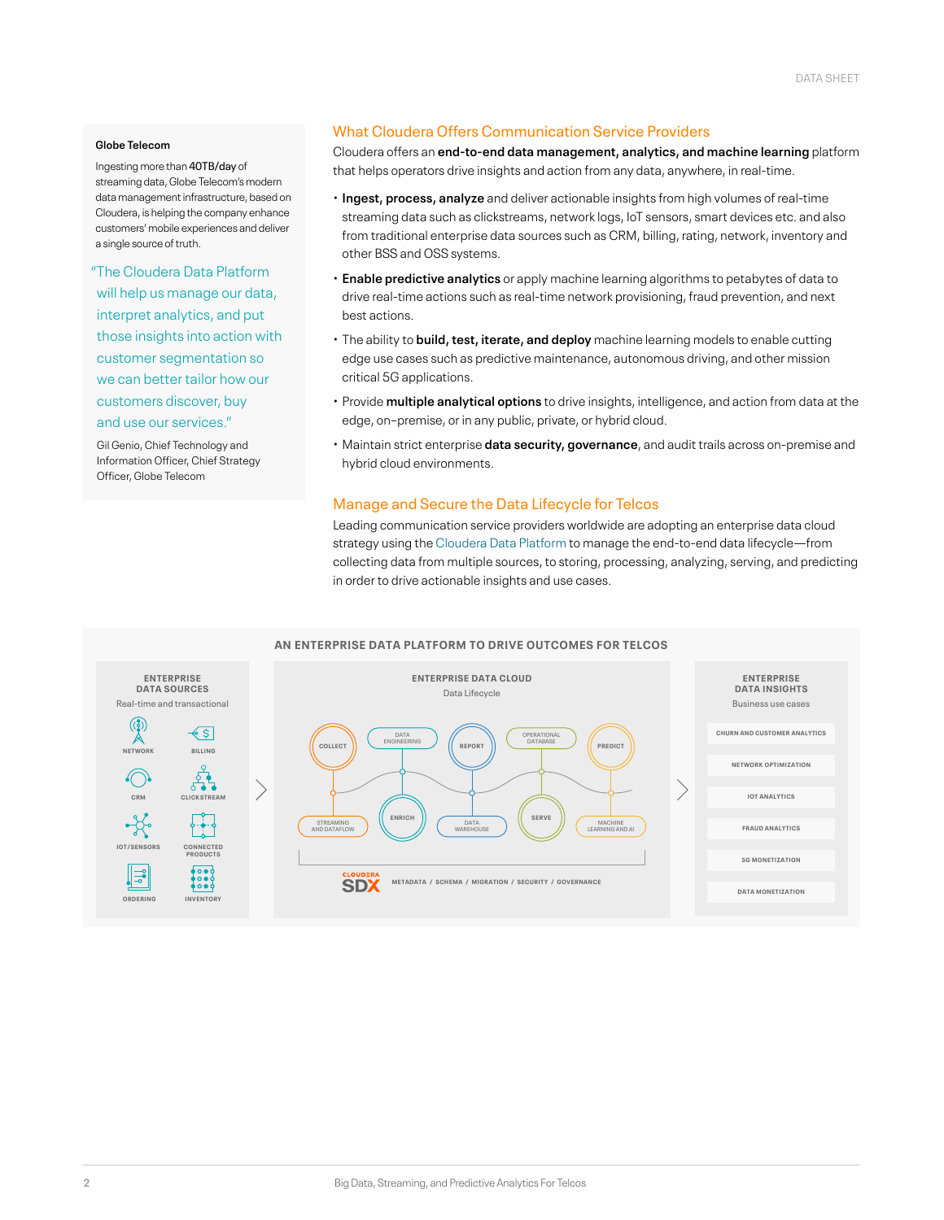**Globe Telecom**

Ingesting more than **40TB/day** of streaming data, Globe Telecom's modern data management infrastructure, based on Cloudera, is helping the company enhance customers' mobile experiences and deliver a single source of truth.

"The Cloudera Data Platform will help us manage our data, interpret analytics, and put those insights into action with customer segmentation so we can better tailor how our customers discover, buy and use our services."

Gil Genio, Chief Technology and Information Officer, Chief Strategy Officer, Globe Telecom

## What Cloudera Offers Communication Service Providers

Cloudera offers an **end-to-end data management, analytics, and machine learning** platform that helps operators drive insights and action from any data, anywhere, in real-time.

- **Ingest, process, analyze** and deliver actionable insights from high volumes of real-time streaming data such as clickstreams, network logs, IoT sensors, smart devices etc. and also from traditional enterprise data sources such as CRM, billing, rating, network, inventory and other BSS and OSS systems.
- **Enable predictive analytics** or apply machine learning algorithms to petabytes of data to drive real-time actions such as real-time network provisioning, fraud prevention, and next best actions.
- The ability to **build, test, iterate, and deploy** machine learning models to enable cutting edge use cases such as predictive maintenance, autonomous driving, and other mission critical 5G applications.
- Provide **multiple analytical options** to drive insights, intelligence, and action from data at the edge, on-premise, or in any public, private, or hybrid cloud.
- Maintain strict enterprise **data security, governance**, and audit trails across on-premise and hybrid cloud environments.

## Manage and Secure the Data Lifecycle for Telcos

Leading communication service providers worldwide are adopting an enterprise data cloud strategy using the Cloudera Data Platform to manage the end-to-end data lifecycle—from collecting data from multiple sources, to storing, processing, analyzing, serving, and predicting in order to drive actionable insights and use cases.

**AN ENTERPRISE DATA PLATFORM TO DRIVE OUTCOMES FOR TELCOS**

**ENTERPRISE DATA SOURCES**
Real-time and transactional

NETWORK, BILLING, CRM, CLICKSTREAM, IOT/SENSORS, CONNECTED PRODUCTS, ORDERING, INVENTORY

**ENTERPRISE DATA CLOUD**
Data Lifecycle

COLLECT, DATA ENGINEERING, REPORT, OPERATIONAL DATABASE, PREDICT, STREAMING AND DATAFLOW, ENRICH, DATA WAREHOUSE, SERVE, MACHINE LEARNING AND AI

CLOUDERA SDX — METADATA / SCHEMA / MIGRATION / SECURITY / GOVERNANCE

**ENTERPRISE DATA INSIGHTS**
Business use cases

CHURN AND CUSTOMER ANALYTICS, NETWORK OPTIMIZATION, IOT ANALYTICS, FRAUD ANALYTICS, 5G MONETIZATION, DATA MONETIZATION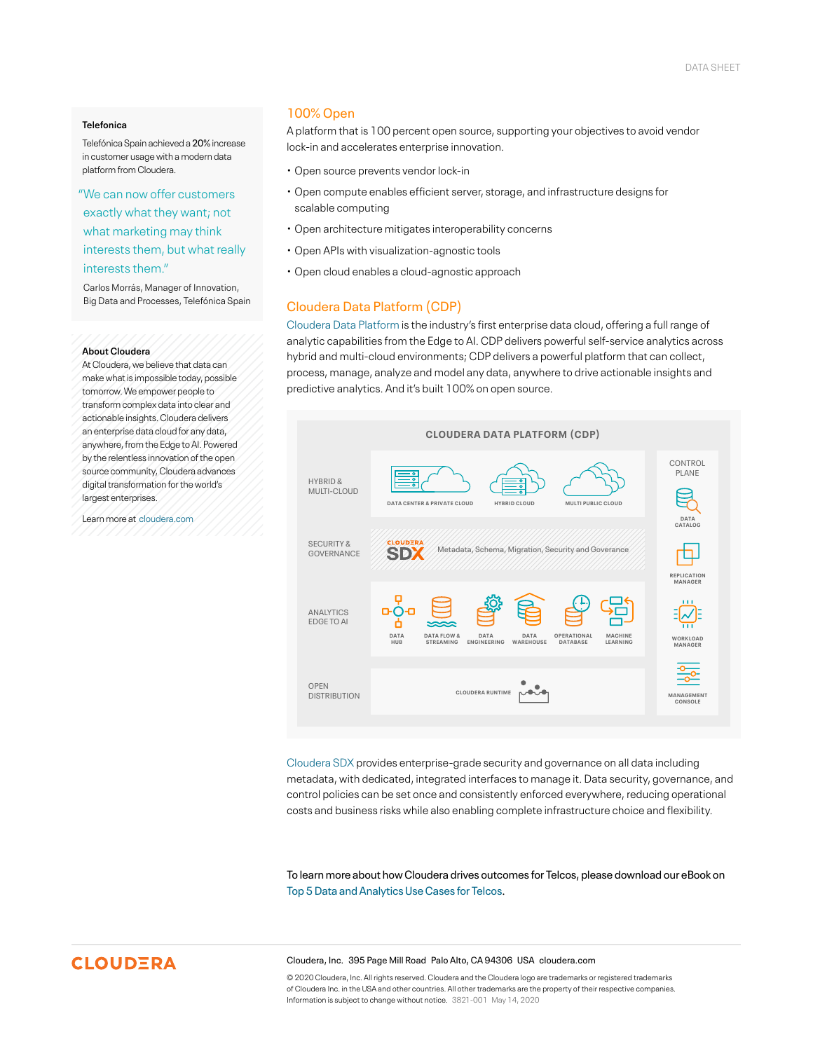### Telefonica

Telefónica Spain achieved a **20%** increase in customer usage with a modern data platform from Cloudera.

"We can now offer customers exactly what they want; not what marketing may think interests them, but what really interests them."

Carlos Morrás, Manager of Innovation, Big Data and Processes, Telefónica Spain

### About Cloudera

At Cloudera, we believe that data can make what is impossible today, possible tomorrow. We empower people to transform complex data into clear and actionable insights. Cloudera delivers an enterprise data cloud for any data, anywhere, from the Edge to AI. Powered by the relentless innovation of the open source community, Cloudera advances digital transformation for the world's largest enterprises.

Learn more at cloudera.com

## 100% Open

A platform that is 100 percent open source, supporting your objectives to avoid vendor lock-in and accelerates enterprise innovation.

- Open source prevents vendor lock-in
- Open compute enables efficient server, storage, and infrastructure designs for scalable computing
- Open architecture mitigates interoperability concerns
- Open APIs with visualization-agnostic tools
- Open cloud enables a cloud-agnostic approach

## Cloudera Data Platform (CDP)

Cloudera Data Platform is the industry's first enterprise data cloud, offering a full range of analytic capabilities from the Edge to AI. CDP delivers powerful self-service analytics across hybrid and multi-cloud environments; CDP delivers a powerful platform that can collect, process, manage, analyze and model any data, anywhere to drive actionable insights and predictive analytics. And it's built 100% on open source.

CLOUDERA DATA PLATFORM (CDP)

HYBRID & MULTI-CLOUD
DATA CENTER & PRIVATE CLOUD
HYBRID CLOUD
MULTI PUBLIC CLOUD

SECURITY & GOVERNANCE
CLOUDERA SDX
Metadata, Schema, Migration, Security and Goverance

ANALYTICS EDGE TO AI
DATA HUB
DATA FLOW & STREAMING
DATA ENGINEERING
DATA WAREHOUSE
OPERATIONAL DATABASE
MACHINE LEARNING

OPEN DISTRIBUTION
CLOUDERA RUNTIME

CONTROL PLANE
DATA CATALOG
REPLICATION MANAGER
WORKLOAD MANAGER
MANAGEMENT CONSOLE

Cloudera SDX provides enterprise-grade security and governance on all data including metadata, with dedicated, integrated interfaces to manage it. Data security, governance, and control policies can be set once and consistently enforced everywhere, reducing operational costs and business risks while also enabling complete infrastructure choice and flexibility.

To learn more about how Cloudera drives outcomes for Telcos, please download our eBook on Top 5 Data and Analytics Use Cases for Telcos.

CLOUDERA

Cloudera, Inc. 395 Page Mill Road Palo Alto, CA 94306 USA cloudera.com

© 2020 Cloudera, Inc. All rights reserved. Cloudera and the Cloudera logo are trademarks or registered trademarks of Cloudera Inc. in the USA and other countries. All other trademarks are the property of their respective companies. Information is subject to change without notice. 3821-001 May 14, 2020